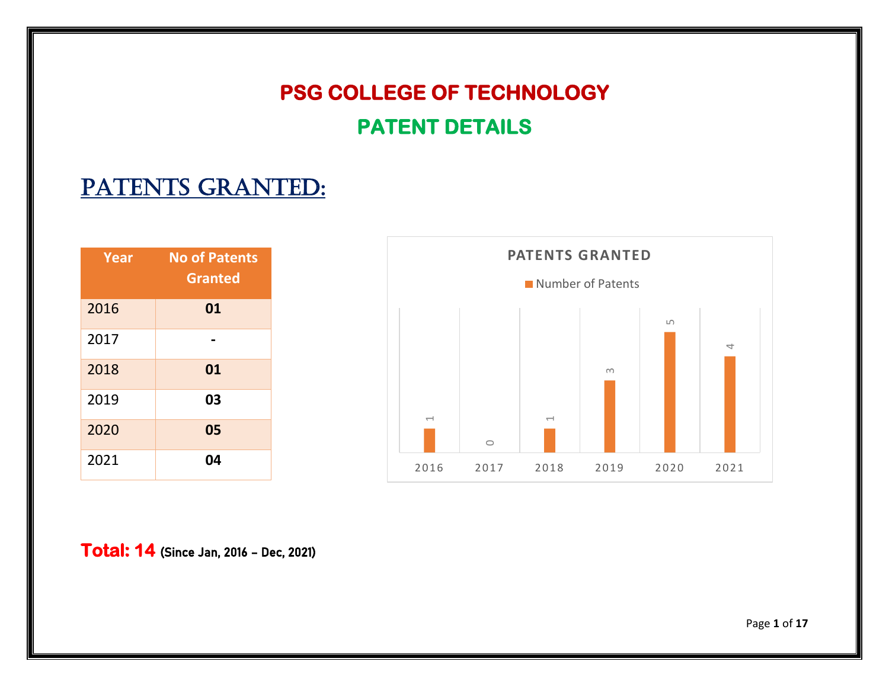# PSG COLLEGE OF TECHNOLOGY

## PATENT DETAILS

## PATENTS GRANTED:

| Year | No of Patents Granted |
|---|---|
| 2016 | **01** |
| 2017 | **-** |
| 2018 | **01** |
| 2019 | **03** |
| 2020 | **05** |
| 2021 | **04** |

**PATENTS GRANTED**

Number of Patents

| 2016 | 2017 | 2018 | 2019 | 2020 | 2021 |
|---|---|---|---|---|---|
| 1 | 0 | 1 | 3 | 5 | 4 |

**Total: 14** **(Since Jan, 2016 – Dec, 2021)**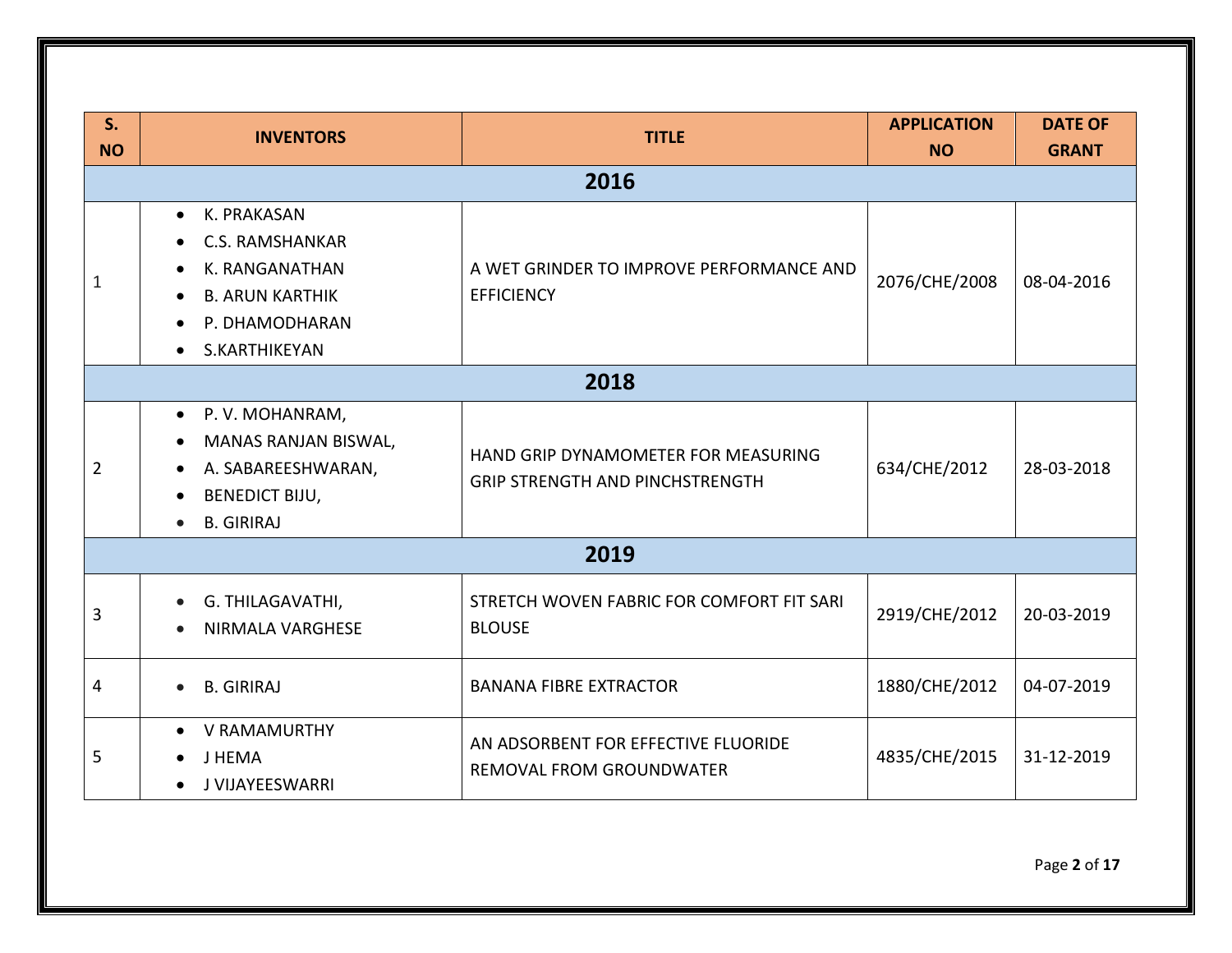| S. NO | INVENTORS | TITLE | APPLICATION NO | DATE OF GRANT |
|---|---|---|---|---|
| **2016** | | | | |
| 1 | • K. PRAKASAN<br>• C.S. RAMSHANKAR<br>• K. RANGANATHAN<br>• B. ARUN KARTHIK<br>• P. DHAMODHARAN<br>• S.KARTHIKEYAN | A WET GRINDER TO IMPROVE PERFORMANCE AND EFFICIENCY | 2076/CHE/2008 | 08-04-2016 |
| **2018** | | | | |
| 2 | • P. V. MOHANRAM,<br>• MANAS RANJAN BISWAL,<br>• A. SABAREESHWARAN,<br>• BENEDICT BIJU,<br>• B. GIRIRAJ | HAND GRIP DYNAMOMETER FOR MEASURING GRIP STRENGTH AND PINCHSTRENGTH | 634/CHE/2012 | 28-03-2018 |
| **2019** | | | | |
| 3 | • G. THILAGAVATHI,<br>• NIRMALA VARGHESE | STRETCH WOVEN FABRIC FOR COMFORT FIT SARI BLOUSE | 2919/CHE/2012 | 20-03-2019 |
| 4 | • B. GIRIRAJ | BANANA FIBRE EXTRACTOR | 1880/CHE/2012 | 04-07-2019 |
| 5 | • V RAMAMURTHY<br>• J HEMA<br>• J VIJAYEESWARRI | AN ADSORBENT FOR EFFECTIVE FLUORIDE REMOVAL FROM GROUNDWATER | 4835/CHE/2015 | 31-12-2019 |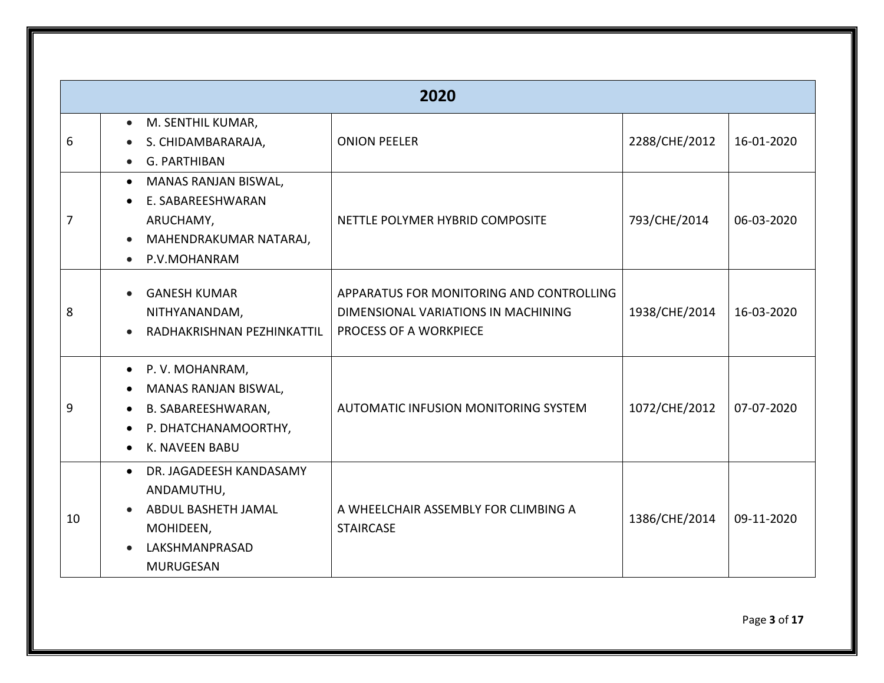| 2020 | | | | |
|---|---|---|---|---|
| 6 | • M. SENTHIL KUMAR,<br>• S. CHIDAMBARARAJA,<br>• G. PARTHIBAN | ONION PEELER | 2288/CHE/2012 | 16-01-2020 |
| 7 | • MANAS RANJAN BISWAL,<br>• E. SABAREESHWARAN ARUCHAMY,<br>• MAHENDRAKUMAR NATARAJ,<br>• P.V.MOHANRAM | NETTLE POLYMER HYBRID COMPOSITE | 793/CHE/2014 | 06-03-2020 |
| 8 | • GANESH KUMAR NITHYANANDAM,<br>• RADHAKRISHNAN PEZHINKATTIL | APPARATUS FOR MONITORING AND CONTROLLING DIMENSIONAL VARIATIONS IN MACHINING PROCESS OF A WORKPIECE | 1938/CHE/2014 | 16-03-2020 |
| 9 | • P. V. MOHANRAM,<br>• MANAS RANJAN BISWAL,<br>• B. SABAREESHWARAN,<br>• P. DHATCHANAMOORTHY,<br>• K. NAVEEN BABU | AUTOMATIC INFUSION MONITORING SYSTEM | 1072/CHE/2012 | 07-07-2020 |
| 10 | • DR. JAGADEESH KANDASAMY ANDAMUTHU,<br>• ABDUL BASHETH JAMAL MOHIDEEN,<br>• LAKSHMANPRASAD MURUGESAN | A WHEELCHAIR ASSEMBLY FOR CLIMBING A STAIRCASE | 1386/CHE/2014 | 09-11-2020 |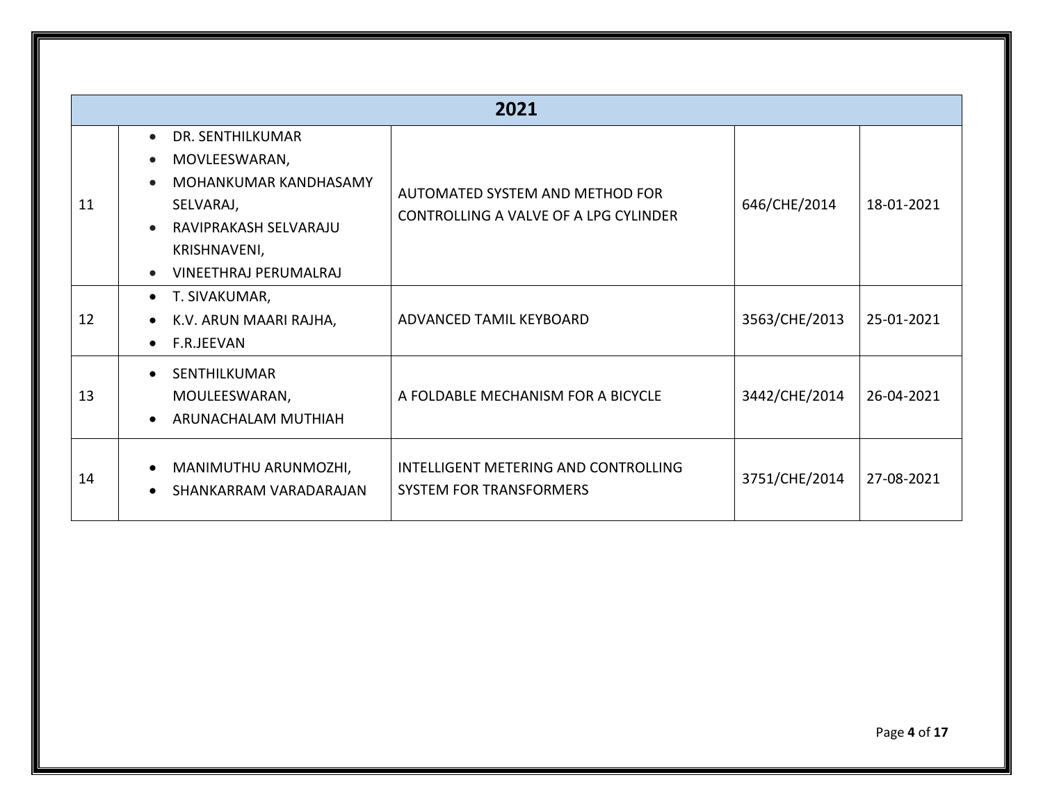| 2021 | | | | |
|---|---|---|---|---|
| 11 | • DR. SENTHILKUMAR MOVLEESWARAN,<br>• MOHANKUMAR KANDHASAMY SELVARAJ,<br>• RAVIPRAKASH SELVARAJU KRISHNAVENI,<br>• VINEETHRAJ PERUMALRAJ | AUTOMATED SYSTEM AND METHOD FOR CONTROLLING A VALVE OF A LPG CYLINDER | 646/CHE/2014 | 18-01-2021 |
| 12 | • T. SIVAKUMAR,<br>• K.V. ARUN MAARI RAJHA,<br>• F.R.JEEVAN | ADVANCED TAMIL KEYBOARD | 3563/CHE/2013 | 25-01-2021 |
| 13 | • SENTHILKUMAR MOULEESWARAN,<br>• ARUNACHALAM MUTHIAH | A FOLDABLE MECHANISM FOR A BICYCLE | 3442/CHE/2014 | 26-04-2021 |
| 14 | • MANIMUTHU ARUNMOZHI,<br>• SHANKARRAM VARADARAJAN | INTELLIGENT METERING AND CONTROLLING SYSTEM FOR TRANSFORMERS | 3751/CHE/2014 | 27-08-2021 |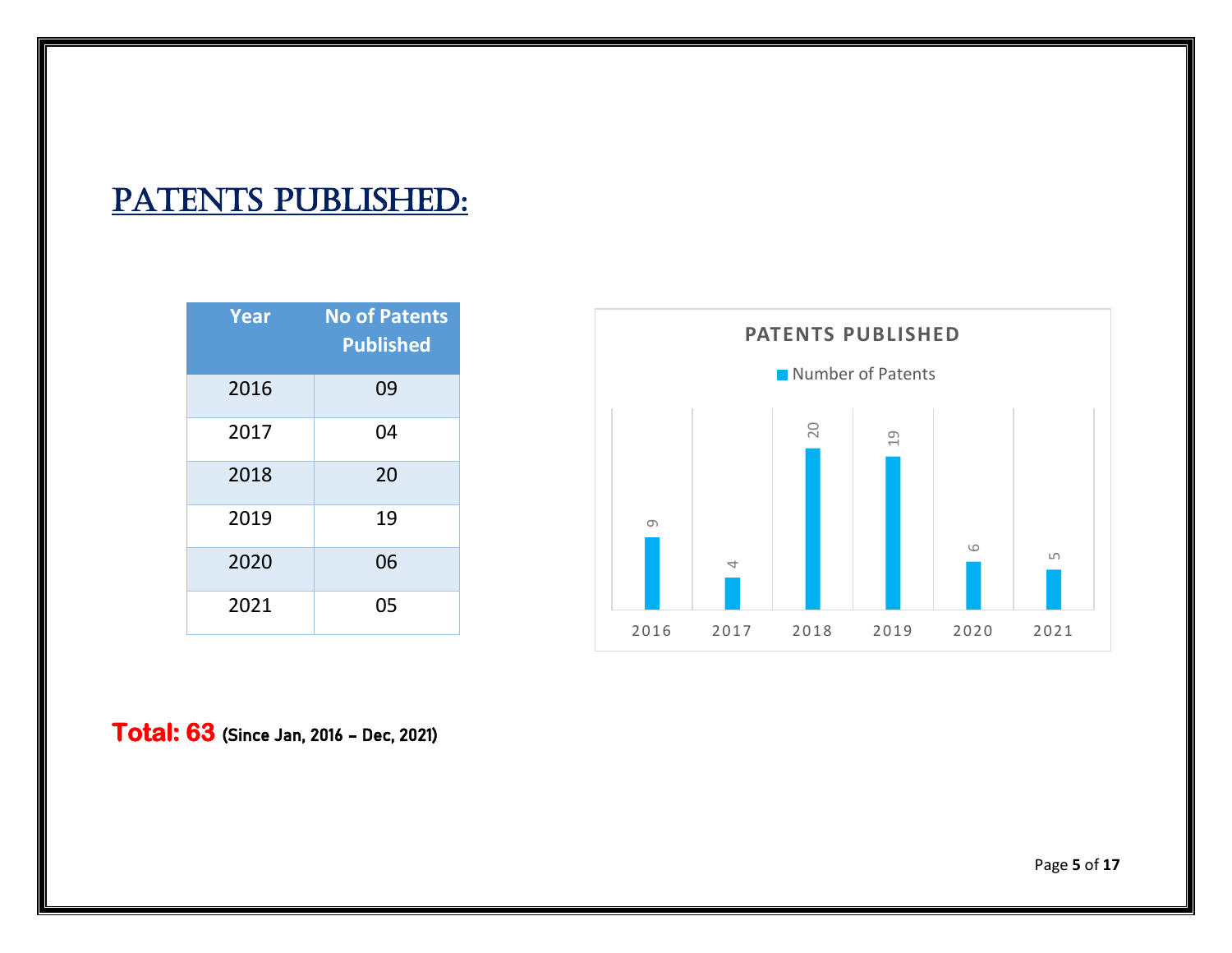# PATENTS PUBLISHED:

| Year | No of Patents Published |
|---|---|
| 2016 | 09 |
| 2017 | 04 |
| 2018 | 20 |
| 2019 | 19 |
| 2020 | 06 |
| 2021 | 05 |

**PATENTS PUBLISHED**

Number of Patents

| Year | Number of Patents |
|---|---|
| 2016 | 9 |
| 2017 | 4 |
| 2018 | 20 |
| 2019 | 19 |
| 2020 | 6 |
| 2021 | 5 |

**Total: 63** **(Since Jan, 2016 – Dec, 2021)**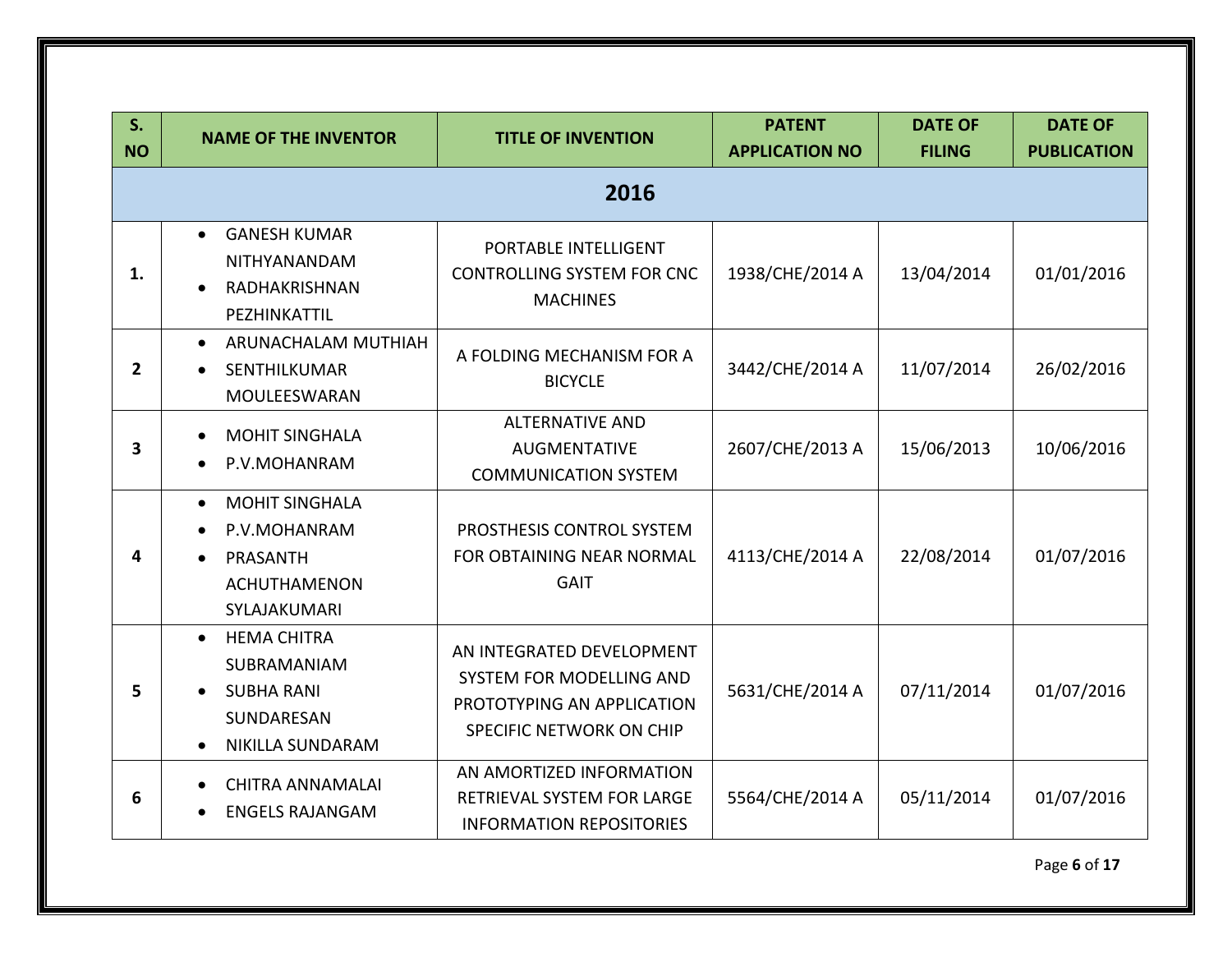| S. NO | NAME OF THE INVENTOR | TITLE OF INVENTION | PATENT APPLICATION NO | DATE OF FILING | DATE OF PUBLICATION |
|---|---|---|---|---|---|
| **2016** | | | | | |
| 1. | • GANESH KUMAR NITHYANANDAM • RADHAKRISHNAN PEZHINKATTIL | PORTABLE INTELLIGENT CONTROLLING SYSTEM FOR CNC MACHINES | 1938/CHE/2014 A | 13/04/2014 | 01/01/2016 |
| 2 | • ARUNACHALAM MUTHIAH • SENTHILKUMAR MOULEESWARAN | A FOLDING MECHANISM FOR A BICYCLE | 3442/CHE/2014 A | 11/07/2014 | 26/02/2016 |
| 3 | • MOHIT SINGHALA • P.V.MOHANRAM | ALTERNATIVE AND AUGMENTATIVE COMMUNICATION SYSTEM | 2607/CHE/2013 A | 15/06/2013 | 10/06/2016 |
| 4 | • MOHIT SINGHALA • P.V.MOHANRAM • PRASANTH ACHUTHAMENON SYLAJAKUMARI | PROSTHESIS CONTROL SYSTEM FOR OBTAINING NEAR NORMAL GAIT | 4113/CHE/2014 A | 22/08/2014 | 01/07/2016 |
| 5 | • HEMA CHITRA SUBRAMANIAM • SUBHA RANI SUNDARESAN • NIKILLA SUNDARAM | AN INTEGRATED DEVELOPMENT SYSTEM FOR MODELLING AND PROTOTYPING AN APPLICATION SPECIFIC NETWORK ON CHIP | 5631/CHE/2014 A | 07/11/2014 | 01/07/2016 |
| 6 | • CHITRA ANNAMALAI • ENGELS RAJANGAM | AN AMORTIZED INFORMATION RETRIEVAL SYSTEM FOR LARGE INFORMATION REPOSITORIES | 5564/CHE/2014 A | 05/11/2014 | 01/07/2016 |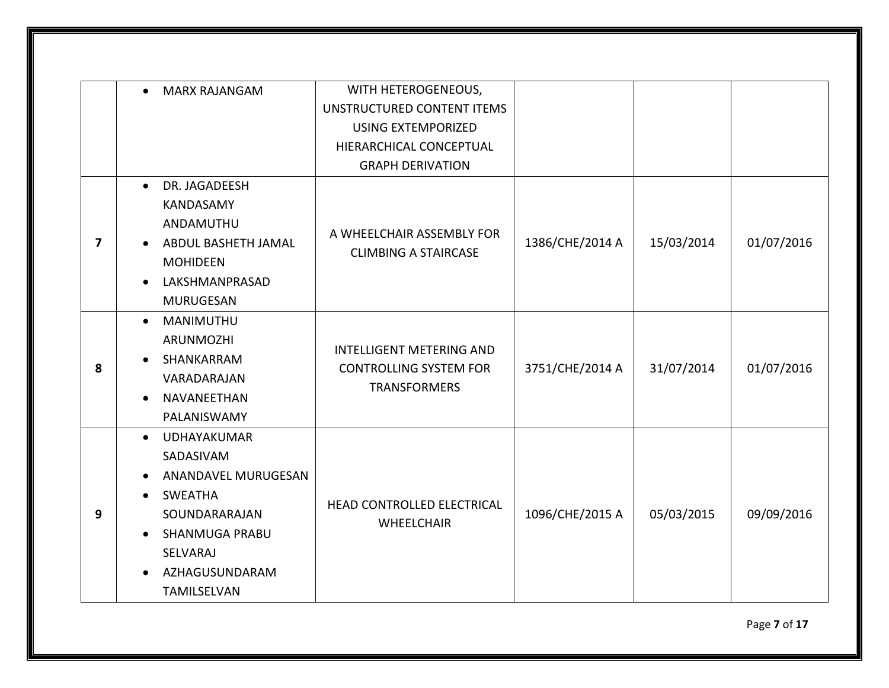| | | | | | |
|---|---|---|---|---|---|
| | • MARX RAJANGAM | WITH HETEROGENEOUS, UNSTRUCTURED CONTENT ITEMS USING EXTEMPORIZED HIERARCHICAL CONCEPTUAL GRAPH DERIVATION | | | |
| **7** | • DR. JAGADEESH KANDASAMY ANDAMUTHU<br>• ABDUL BASHETH JAMAL MOHIDEEN<br>• LAKSHMANPRASAD MURUGESAN | A WHEELCHAIR ASSEMBLY FOR CLIMBING A STAIRCASE | 1386/CHE/2014 A | 15/03/2014 | 01/07/2016 |
| **8** | • MANIMUTHU ARUNMOZHI<br>• SHANKARRAM VARADARAJAN<br>• NAVANEETHAN PALANISWAMY | INTELLIGENT METERING AND CONTROLLING SYSTEM FOR TRANSFORMERS | 3751/CHE/2014 A | 31/07/2014 | 01/07/2016 |
| **9** | • UDHAYAKUMAR SADASIVAM<br>• ANANDAVEL MURUGESAN<br>• SWEATHA SOUNDARARAJAN<br>• SHANMUGA PRABU SELVARAJ<br>• AZHAGUSUNDARAM TAMILSELVAN | HEAD CONTROLLED ELECTRICAL WHEELCHAIR | 1096/CHE/2015 A | 05/03/2015 | 09/09/2016 |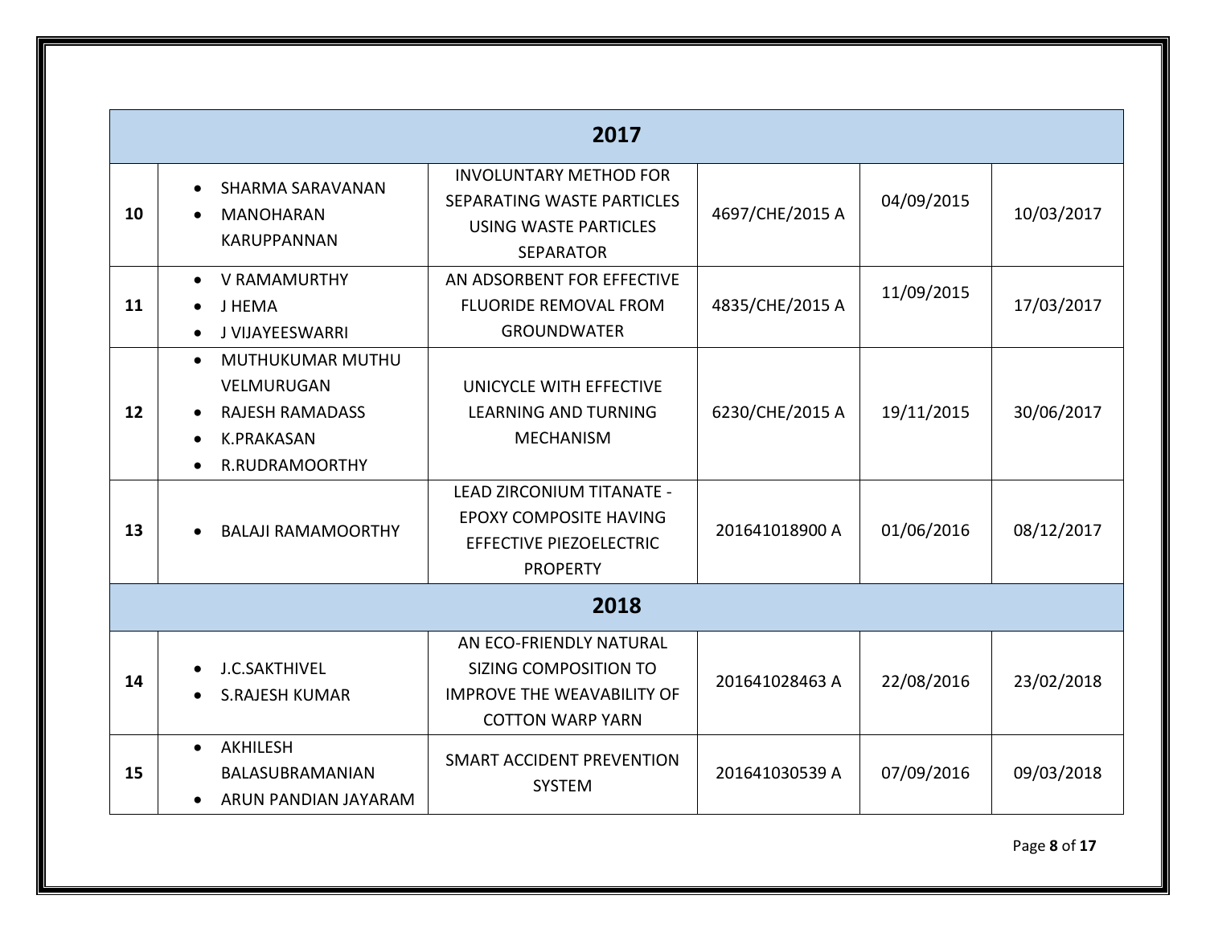| | | | | | |
|---|---|---|---|---|---|
| **2017** | | | | | |
| **10** | • SHARMA SARAVANAN<br>• MANOHARAN KARUPPANNAN | INVOLUNTARY METHOD FOR SEPARATING WASTE PARTICLES USING WASTE PARTICLES SEPARATOR | 4697/CHE/2015 A | 04/09/2015 | 10/03/2017 |
| **11** | • V RAMAMURTHY<br>• J HEMA<br>• J VIJAYEESWARRI | AN ADSORBENT FOR EFFECTIVE FLUORIDE REMOVAL FROM GROUNDWATER | 4835/CHE/2015 A | 11/09/2015 | 17/03/2017 |
| **12** | • MUTHUKUMAR MUTHU VELMURUGAN<br>• RAJESH RAMADASS<br>• K.PRAKASAN<br>• R.RUDRAMOORTHY | UNICYCLE WITH EFFECTIVE LEARNING AND TURNING MECHANISM | 6230/CHE/2015 A | 19/11/2015 | 30/06/2017 |
| **13** | • BALAJI RAMAMOORTHY | LEAD ZIRCONIUM TITANATE - EPOXY COMPOSITE HAVING EFFECTIVE PIEZOELECTRIC PROPERTY | 201641018900 A | 01/06/2016 | 08/12/2017 |
| **2018** | | | | | |
| **14** | • J.C.SAKTHIVEL<br>• S.RAJESH KUMAR | AN ECO-FRIENDLY NATURAL SIZING COMPOSITION TO IMPROVE THE WEAVABILITY OF COTTON WARP YARN | 201641028463 A | 22/08/2016 | 23/02/2018 |
| **15** | • AKHILESH BALASUBRAMANIAN<br>• ARUN PANDIAN JAYARAM | SMART ACCIDENT PREVENTION SYSTEM | 201641030539 A | 07/09/2016 | 09/03/2018 |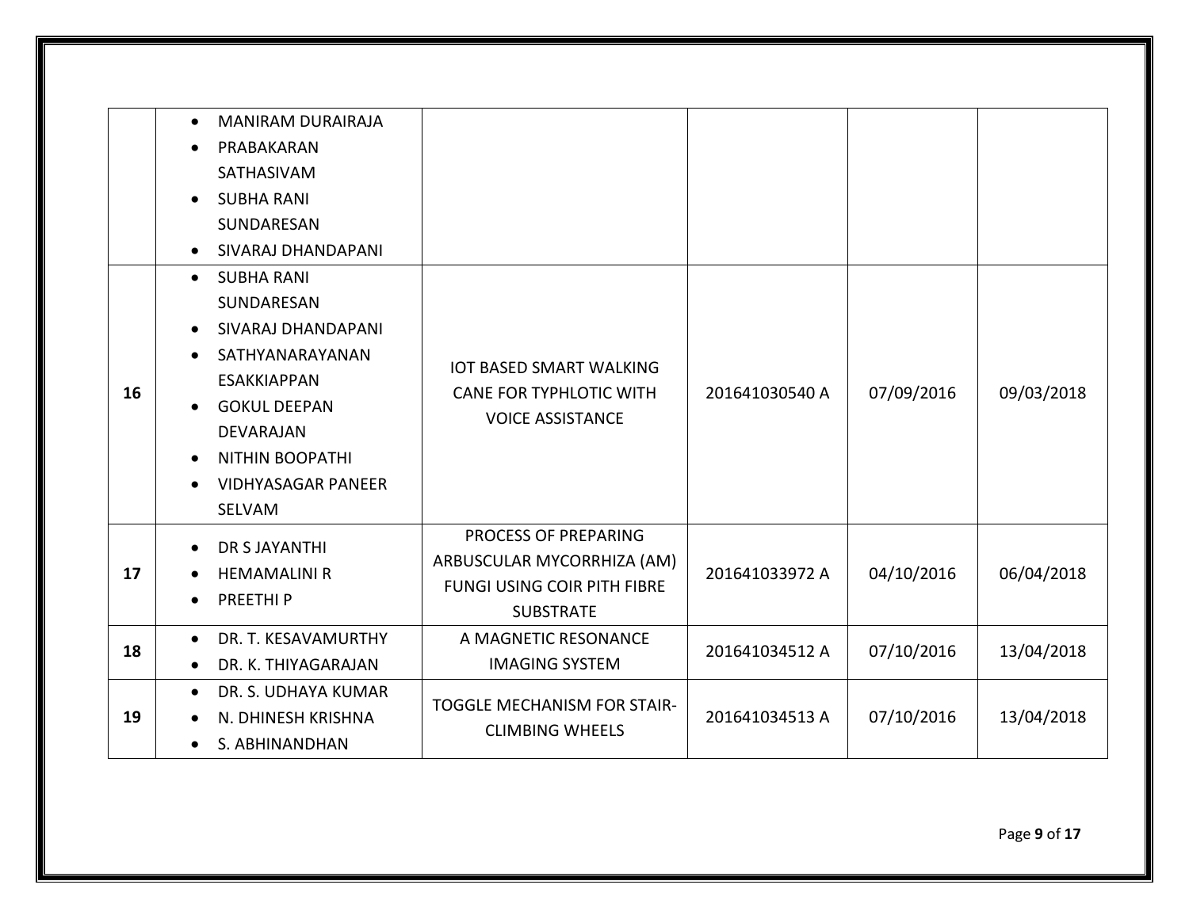| | | | | | |
|---|---|---|---|---|---|
| | • MANIRAM DURAIRAJA<br>• PRABAKARAN SATHASIVAM<br>• SUBHA RANI SUNDARESAN<br>• SIVARAJ DHANDAPANI | | | | |
| **16** | • SUBHA RANI SUNDARESAN<br>• SIVARAJ DHANDAPANI<br>• SATHYANARAYANAN ESAKKIAPPAN<br>• GOKUL DEEPAN DEVARAJAN<br>• NITHIN BOOPATHI<br>• VIDHYASAGAR PANEER SELVAM | IOT BASED SMART WALKING CANE FOR TYPHLOTIC WITH VOICE ASSISTANCE | 201641030540 A | 07/09/2016 | 09/03/2018 |
| **17** | • DR S JAYANTHI<br>• HEMAMALINI R<br>• PREETHI P | PROCESS OF PREPARING ARBUSCULAR MYCORRHIZA (AM) FUNGI USING COIR PITH FIBRE SUBSTRATE | 201641033972 A | 04/10/2016 | 06/04/2018 |
| **18** | • DR. T. KESAVAMURTHY<br>• DR. K. THIYAGARAJAN | A MAGNETIC RESONANCE IMAGING SYSTEM | 201641034512 A | 07/10/2016 | 13/04/2018 |
| **19** | • DR. S. UDHAYA KUMAR<br>• N. DHINESH KRISHNA<br>• S. ABHINANDHAN | TOGGLE MECHANISM FOR STAIR-CLIMBING WHEELS | 201641034513 A | 07/10/2016 | 13/04/2018 |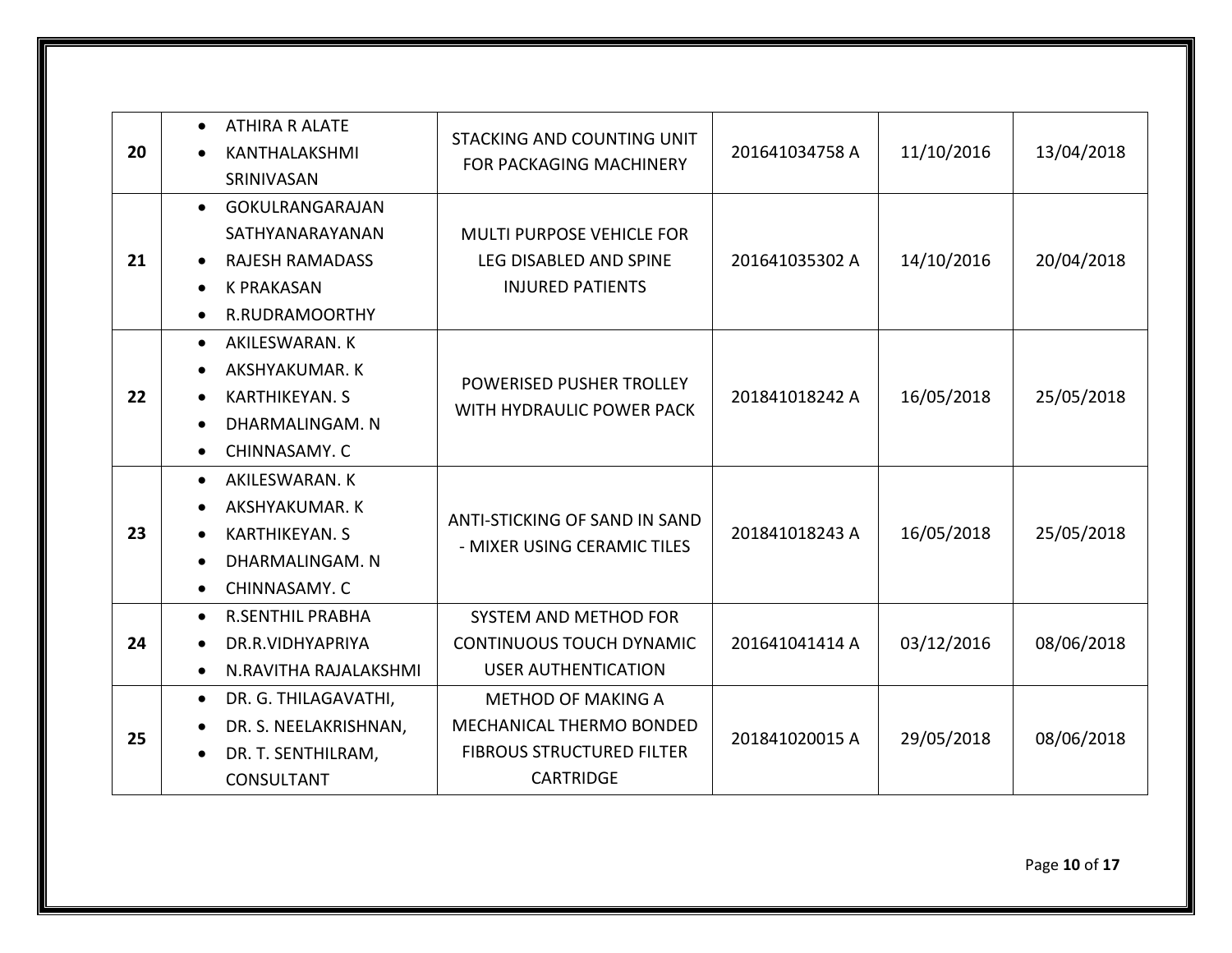| | | | | | |
|---|---|---|---|---|---|
| 20 | • ATHIRA R ALATE<br>• KANTHALAKSHMI SRINIVASAN | STACKING AND COUNTING UNIT FOR PACKAGING MACHINERY | 201641034758 A | 11/10/2016 | 13/04/2018 |
| 21 | • GOKULRANGARAJAN SATHYANARAYANAN<br>• RAJESH RAMADASS<br>• K PRAKASAN<br>• R.RUDRAMOORTHY | MULTI PURPOSE VEHICLE FOR LEG DISABLED AND SPINE INJURED PATIENTS | 201641035302 A | 14/10/2016 | 20/04/2018 |
| 22 | • AKILESWARAN. K<br>• AKSHYAKUMAR. K<br>• KARTHIKEYAN. S<br>• DHARMALINGAM. N<br>• CHINNASAMY. C | POWERISED PUSHER TROLLEY WITH HYDRAULIC POWER PACK | 201841018242 A | 16/05/2018 | 25/05/2018 |
| 23 | • AKILESWARAN. K<br>• AKSHYAKUMAR. K<br>• KARTHIKEYAN. S<br>• DHARMALINGAM. N<br>• CHINNASAMY. C | ANTI-STICKING OF SAND IN SAND - MIXER USING CERAMIC TILES | 201841018243 A | 16/05/2018 | 25/05/2018 |
| 24 | • R.SENTHIL PRABHA<br>• DR.R.VIDHYAPRIYA<br>• N.RAVITHA RAJALAKSHMI | SYSTEM AND METHOD FOR CONTINUOUS TOUCH DYNAMIC USER AUTHENTICATION | 201641041414 A | 03/12/2016 | 08/06/2018 |
| 25 | • DR. G. THILAGAVATHI,<br>• DR. S. NEELAKRISHNAN,<br>• DR. T. SENTHILRAM, CONSULTANT | METHOD OF MAKING A MECHANICAL THERMO BONDED FIBROUS STRUCTURED FILTER CARTRIDGE | 201841020015 A | 29/05/2018 | 08/06/2018 |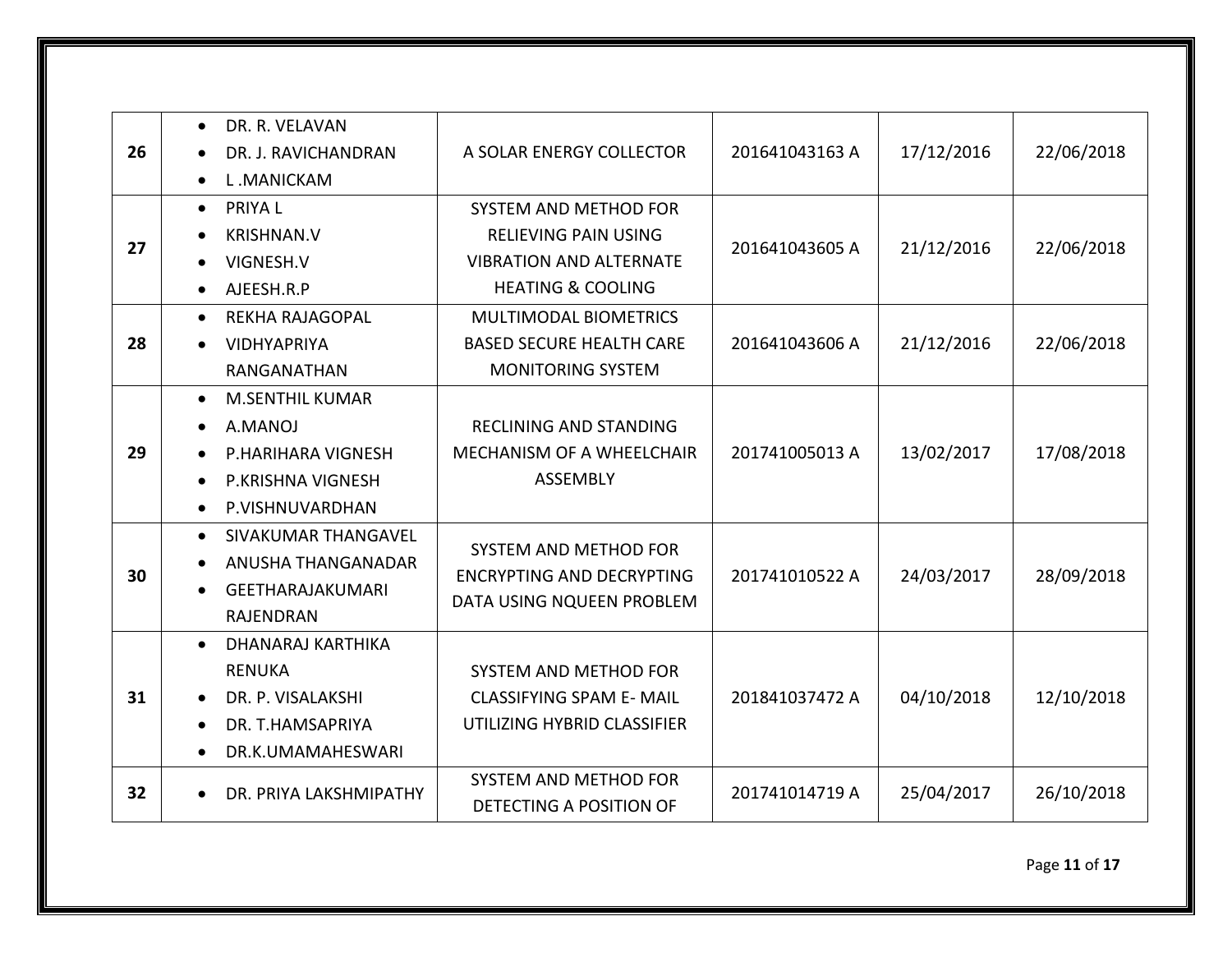| 26 | • DR. R. VELAVAN<br>• DR. J. RAVICHANDRAN<br>• L .MANICKAM | A SOLAR ENERGY COLLECTOR | 201641043163 A | 17/12/2016 | 22/06/2018 |
|---|---|---|---|---|---|
| 27 | • PRIYA L<br>• KRISHNAN.V<br>• VIGNESH.V<br>• AJEESH.R.P | SYSTEM AND METHOD FOR RELIEVING PAIN USING VIBRATION AND ALTERNATE HEATING & COOLING | 201641043605 A | 21/12/2016 | 22/06/2018 |
| 28 | • REKHA RAJAGOPAL<br>• VIDHYAPRIYA RANGANATHAN | MULTIMODAL BIOMETRICS BASED SECURE HEALTH CARE MONITORING SYSTEM | 201641043606 A | 21/12/2016 | 22/06/2018 |
| 29 | • M.SENTHIL KUMAR<br>• A.MANOJ<br>• P.HARIHARA VIGNESH<br>• P.KRISHNA VIGNESH<br>• P.VISHNUVARDHAN | RECLINING AND STANDING MECHANISM OF A WHEELCHAIR ASSEMBLY | 201741005013 A | 13/02/2017 | 17/08/2018 |
| 30 | • SIVAKUMAR THANGAVEL<br>• ANUSHA THANGANADAR<br>• GEETHARAJAKUMARI RAJENDRAN | SYSTEM AND METHOD FOR ENCRYPTING AND DECRYPTING DATA USING NQUEEN PROBLEM | 201741010522 A | 24/03/2017 | 28/09/2018 |
| 31 | • DHANARAJ KARTHIKA RENUKA<br>• DR. P. VISALAKSHI<br>• DR. T.HAMSAPRIYA<br>• DR.K.UMAMAHESWARI | SYSTEM AND METHOD FOR CLASSIFYING SPAM E- MAIL UTILIZING HYBRID CLASSIFIER | 201841037472 A | 04/10/2018 | 12/10/2018 |
| 32 | • DR. PRIYA LAKSHMIPATHY | SYSTEM AND METHOD FOR DETECTING A POSITION OF | 201741014719 A | 25/04/2017 | 26/10/2018 |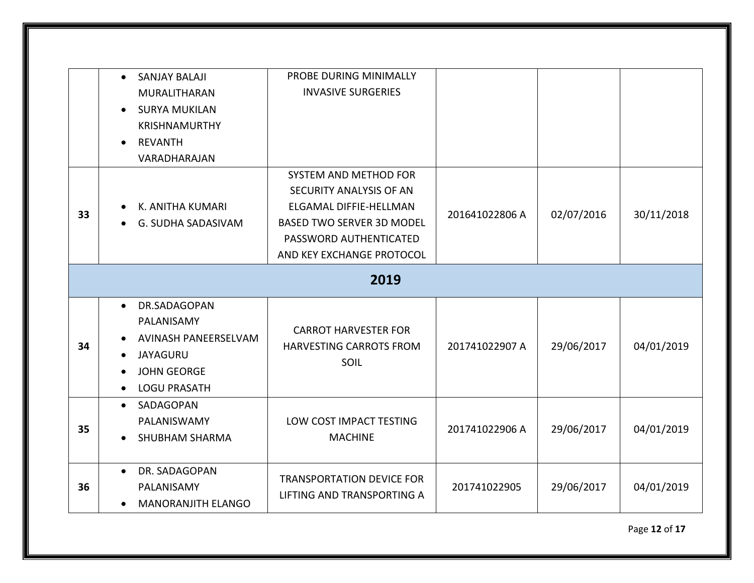|  |  |  |  |  |  |
|---|---|---|---|---|---|
|  | • SANJAY BALAJI MURALITHARAN<br>• SURYA MUKILAN KRISHNAMURTHY<br>• REVANTH VARADHARAJAN | PROBE DURING MINIMALLY INVASIVE SURGERIES |  |  |  |
| **33** | • K. ANITHA KUMARI<br>• G. SUDHA SADASIVAM | SYSTEM AND METHOD FOR SECURITY ANALYSIS OF AN ELGAMAL DIFFIE-HELLMAN BASED TWO SERVER 3D MODEL PASSWORD AUTHENTICATED AND KEY EXCHANGE PROTOCOL | 201641022806 A | 02/07/2016 | 30/11/2018 |
| **2019** |  |  |  |  |  |
| **34** | • DR.SADAGOPAN PALANISAMY<br>• AVINASH PANEERSELVAM<br>• JAYAGURU<br>• JOHN GEORGE<br>• LOGU PRASATH | CARROT HARVESTER FOR HARVESTING CARROTS FROM SOIL | 201741022907 A | 29/06/2017 | 04/01/2019 |
| **35** | • SADAGOPAN PALANISWAMY<br>• SHUBHAM SHARMA | LOW COST IMPACT TESTING MACHINE | 201741022906 A | 29/06/2017 | 04/01/2019 |
| **36** | • DR. SADAGOPAN PALANISAMY<br>• MANORANJITH ELANGO | TRANSPORTATION DEVICE FOR LIFTING AND TRANSPORTING A | 201741022905 | 29/06/2017 | 04/01/2019 |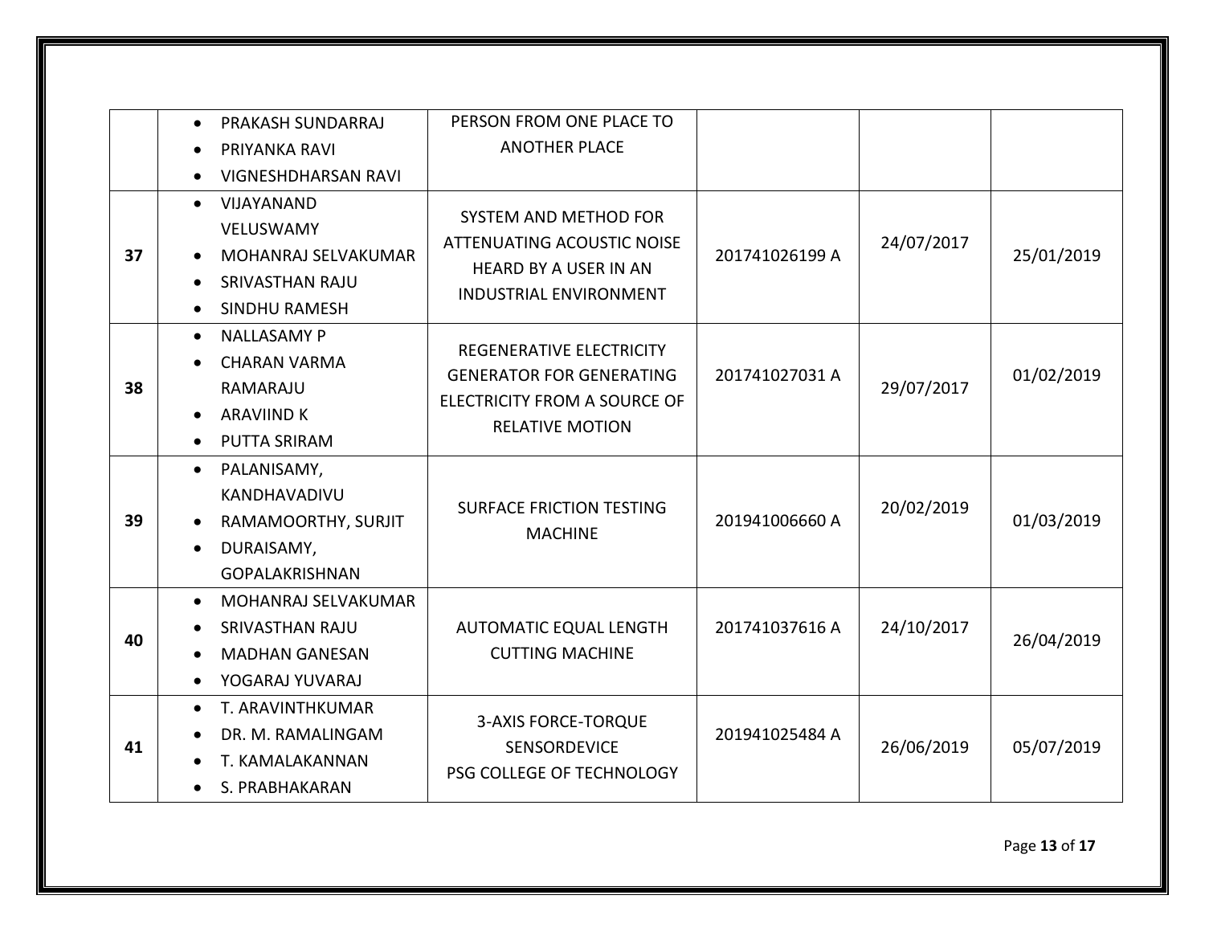| | | | | | |
|---|---|---|---|---|---|
| | • PRAKASH SUNDARRAJ<br>• PRIYANKA RAVI<br>• VIGNESHDHARSAN RAVI | PERSON FROM ONE PLACE TO ANOTHER PLACE | | | |
| **37** | • VIJAYANAND VELUSWAMY<br>• MOHANRAJ SELVAKUMAR<br>• SRIVASTHAN RAJU<br>• SINDHU RAMESH | SYSTEM AND METHOD FOR ATTENUATING ACOUSTIC NOISE HEARD BY A USER IN AN INDUSTRIAL ENVIRONMENT | 201741026199 A | 24/07/2017 | 25/01/2019 |
| **38** | • NALLASAMY P<br>• CHARAN VARMA RAMARAJU<br>• ARAVIIND K<br>• PUTTA SRIRAM | REGENERATIVE ELECTRICITY GENERATOR FOR GENERATING ELECTRICITY FROM A SOURCE OF RELATIVE MOTION | 201741027031 A | 29/07/2017 | 01/02/2019 |
| **39** | • PALANISAMY, KANDHAVADIVU<br>• RAMAMOORTHY, SURJIT<br>• DURAISAMY, GOPALAKRISHNAN | SURFACE FRICTION TESTING MACHINE | 201941006660 A | 20/02/2019 | 01/03/2019 |
| **40** | • MOHANRAJ SELVAKUMAR<br>• SRIVASTHAN RAJU<br>• MADHAN GANESAN<br>• YOGARAJ YUVARAJ | AUTOMATIC EQUAL LENGTH CUTTING MACHINE | 201741037616 A | 24/10/2017 | 26/04/2019 |
| **41** | • T. ARAVINTHKUMAR<br>• DR. M. RAMALINGAM<br>• T. KAMALAKANNAN<br>• S. PRABHAKARAN | 3-AXIS FORCE-TORQUE SENSORDEVICE<br>PSG COLLEGE OF TECHNOLOGY | 201941025484 A | 26/06/2019 | 05/07/2019 |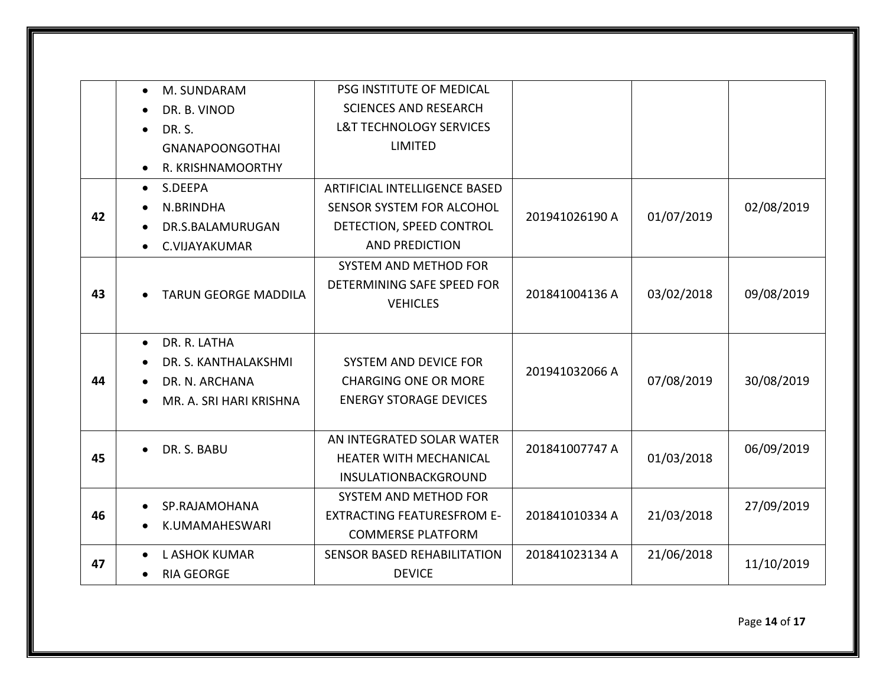| | | | | | |
|---|---|---|---|---|---|
| | • M. SUNDARAM<br>• DR. B. VINOD<br>• DR. S. GNANAPOONGOTHAI<br>• R. KRISHNAMOORTHY | PSG INSTITUTE OF MEDICAL SCIENCES AND RESEARCH L&T TECHNOLOGY SERVICES LIMITED | | | |
| **42** | • S.DEEPA<br>• N.BRINDHA<br>• DR.S.BALAMURUGAN<br>• C.VIJAYAKUMAR | ARTIFICIAL INTELLIGENCE BASED SENSOR SYSTEM FOR ALCOHOL DETECTION, SPEED CONTROL AND PREDICTION | 201941026190 A | 01/07/2019 | 02/08/2019 |
| **43** | • TARUN GEORGE MADDILA | SYSTEM AND METHOD FOR DETERMINING SAFE SPEED FOR VEHICLES | 201841004136 A | 03/02/2018 | 09/08/2019 |
| **44** | • DR. R. LATHA<br>• DR. S. KANTHALAKSHMI<br>• DR. N. ARCHANA<br>• MR. A. SRI HARI KRISHNA | SYSTEM AND DEVICE FOR CHARGING ONE OR MORE ENERGY STORAGE DEVICES | 201941032066 A | 07/08/2019 | 30/08/2019 |
| **45** | • DR. S. BABU | AN INTEGRATED SOLAR WATER HEATER WITH MECHANICAL INSULATIONBACKGROUND | 201841007747 A | 01/03/2018 | 06/09/2019 |
| **46** | • SP.RAJAMOHANA<br>• K.UMAMAHESWARI | SYSTEM AND METHOD FOR EXTRACTING FEATURESFROM E-COMMERSE PLATFORM | 201841010334 A | 21/03/2018 | 27/09/2019 |
| **47** | • L ASHOK KUMAR<br>• RIA GEORGE | SENSOR BASED REHABILITATION DEVICE | 201841023134 A | 21/06/2018 | 11/10/2019 |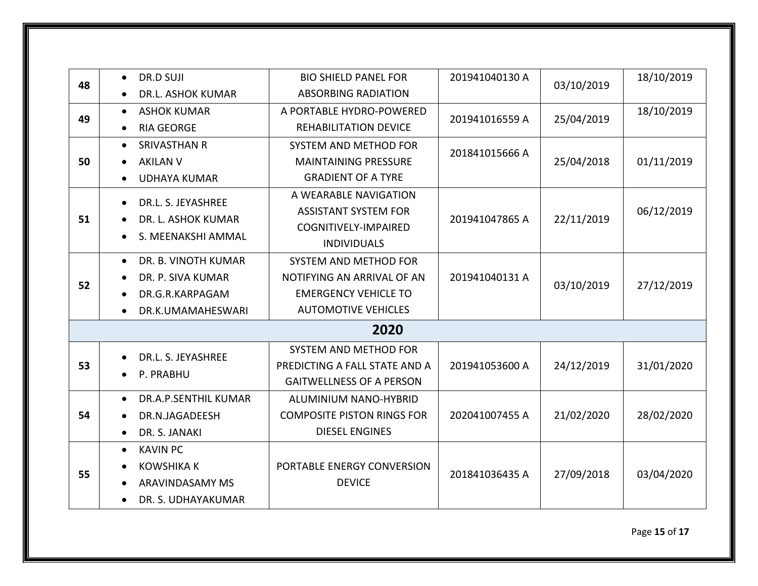| | | | | | |
|---|---|---|---|---|---|
| 48 | • DR.D SUJI<br>• DR.L. ASHOK KUMAR | BIO SHIELD PANEL FOR ABSORBING RADIATION | 201941040130 A | 03/10/2019 | 18/10/2019 |
| 49 | • ASHOK KUMAR<br>• RIA GEORGE | A PORTABLE HYDRO-POWERED REHABILITATION DEVICE | 201941016559 A | 25/04/2019 | 18/10/2019 |
| 50 | • SRIVASTHAN R<br>• AKILAN V<br>• UDHAYA KUMAR | SYSTEM AND METHOD FOR MAINTAINING PRESSURE GRADIENT OF A TYRE | 201841015666 A | 25/04/2018 | 01/11/2019 |
| 51 | • DR.L. S. JEYASHREE<br>• DR. L. ASHOK KUMAR<br>• S. MEENAKSHI AMMAL | A WEARABLE NAVIGATION ASSISTANT SYSTEM FOR COGNITIVELY-IMPAIRED INDIVIDUALS | 201941047865 A | 22/11/2019 | 06/12/2019 |
| 52 | • DR. B. VINOTH KUMAR<br>• DR. P. SIVA KUMAR<br>• DR.G.R.KARPAGAM<br>• DR.K.UMAMAHESWARI | SYSTEM AND METHOD FOR NOTIFYING AN ARRIVAL OF AN EMERGENCY VEHICLE TO AUTOMOTIVE VEHICLES | 201941040131 A | 03/10/2019 | 27/12/2019 |
| **2020** | | | | | |
| 53 | • DR.L. S. JEYASHREE<br>• P. PRABHU | SYSTEM AND METHOD FOR PREDICTING A FALL STATE AND A GAITWELLNESS OF A PERSON | 201941053600 A | 24/12/2019 | 31/01/2020 |
| 54 | • DR.A.P.SENTHIL KUMAR<br>• DR.N.JAGADEESH<br>• DR. S. JANAKI | ALUMINIUM NANO-HYBRID COMPOSITE PISTON RINGS FOR DIESEL ENGINES | 202041007455 A | 21/02/2020 | 28/02/2020 |
| 55 | • KAVIN PC<br>• KOWSHIKA K<br>• ARAVINDASAMY MS<br>• DR. S. UDHAYAKUMAR | PORTABLE ENERGY CONVERSION DEVICE | 201841036435 A | 27/09/2018 | 03/04/2020 |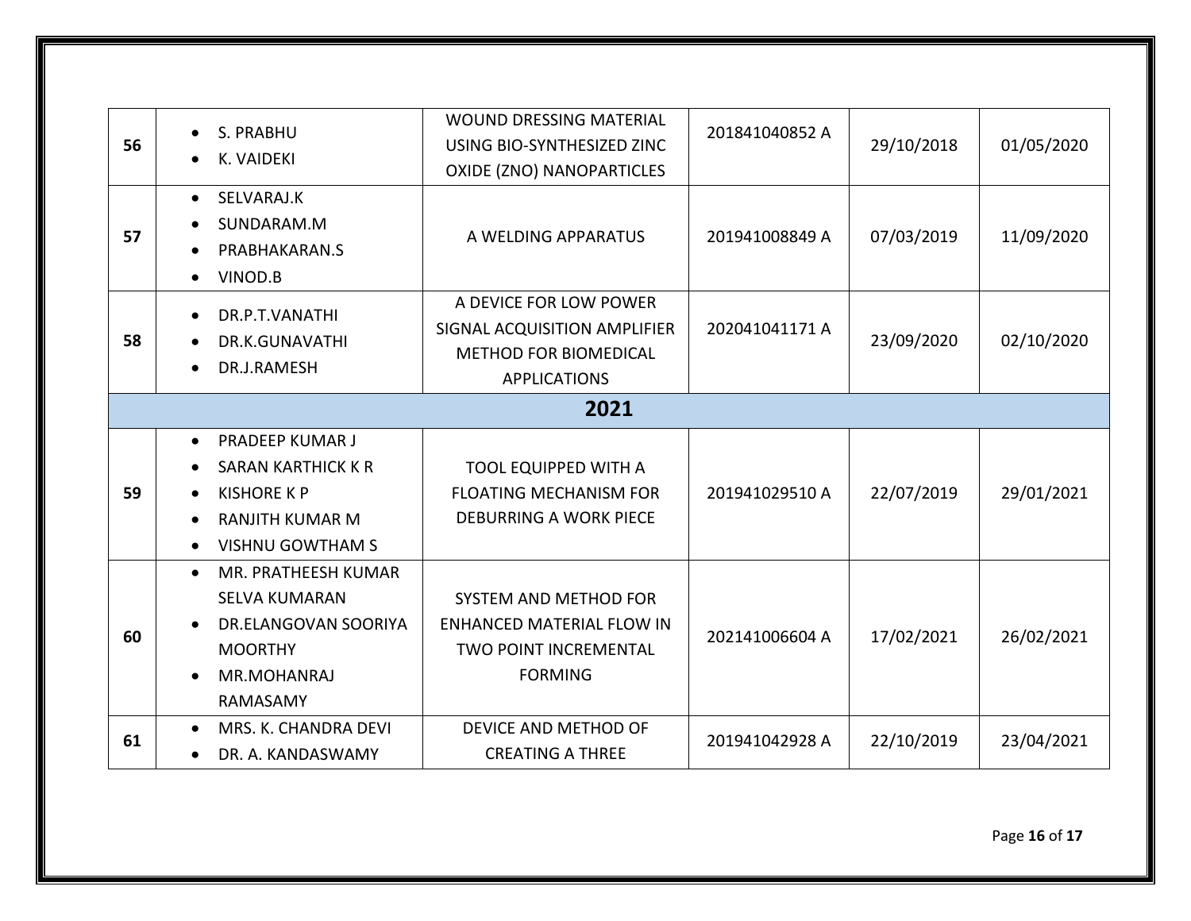| | | | | | |
|---|---|---|---|---|---|
| **56** | • S. PRABHU<br>• K. VAIDEKI | WOUND DRESSING MATERIAL USING BIO-SYNTHESIZED ZINC OXIDE (ZNO) NANOPARTICLES | 201841040852 A | 29/10/2018 | 01/05/2020 |
| **57** | • SELVARAJ.K<br>• SUNDARAM.M<br>• PRABHAKARAN.S<br>• VINOD.B | A WELDING APPARATUS | 201941008849 A | 07/03/2019 | 11/09/2020 |
| **58** | • DR.P.T.VANATHI<br>• DR.K.GUNAVATHI<br>• DR.J.RAMESH | A DEVICE FOR LOW POWER SIGNAL ACQUISITION AMPLIFIER METHOD FOR BIOMEDICAL APPLICATIONS | 202041041171 A | 23/09/2020 | 02/10/2020 |
| | | **2021** | | | |
| **59** | • PRADEEP KUMAR J<br>• SARAN KARTHICK K R<br>• KISHORE K P<br>• RANJITH KUMAR M<br>• VISHNU GOWTHAM S | TOOL EQUIPPED WITH A FLOATING MECHANISM FOR DEBURRING A WORK PIECE | 201941029510 A | 22/07/2019 | 29/01/2021 |
| **60** | • MR. PRATHEESH KUMAR SELVA KUMARAN<br>• DR.ELANGOVAN SOORIYA MOORTHY<br>• MR.MOHANRAJ RAMASAMY | SYSTEM AND METHOD FOR ENHANCED MATERIAL FLOW IN TWO POINT INCREMENTAL FORMING | 202141006604 A | 17/02/2021 | 26/02/2021 |
| **61** | • MRS. K. CHANDRA DEVI<br>• DR. A. KANDASWAMY | DEVICE AND METHOD OF CREATING A THREE | 201941042928 A | 22/10/2019 | 23/04/2021 |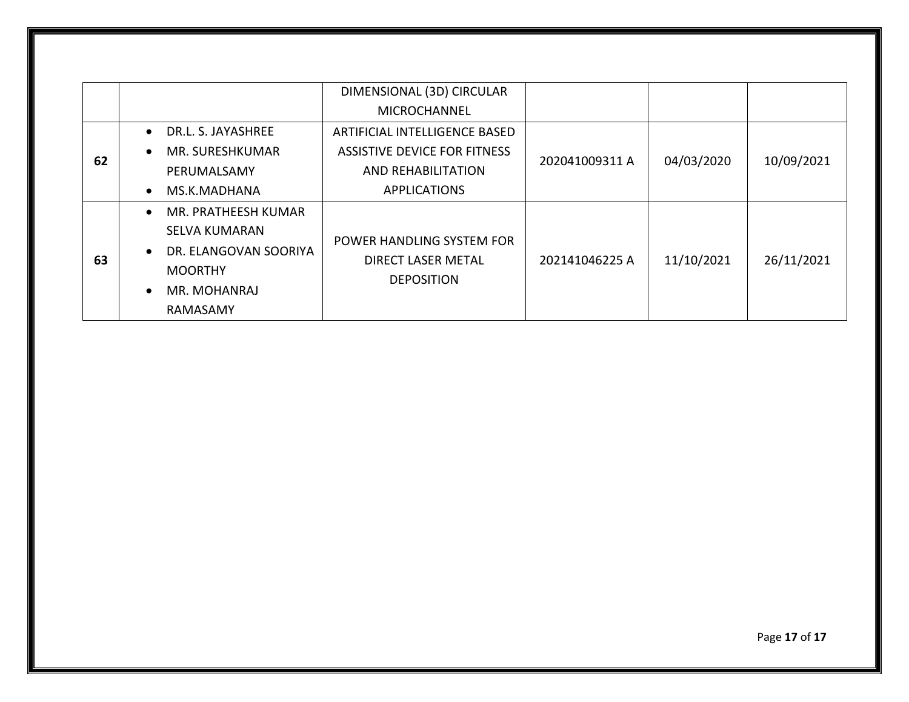| | | | | | |
|---|---|---|---|---|---|
| | | DIMENSIONAL (3D) CIRCULAR MICROCHANNEL | | | |
| **62** | • DR.L. S. JAYASHREE<br>• MR. SURESHKUMAR PERUMALSAMY<br>• MS.K.MADHANA | ARTIFICIAL INTELLIGENCE BASED ASSISTIVE DEVICE FOR FITNESS AND REHABILITATION APPLICATIONS | 202041009311 A | 04/03/2020 | 10/09/2021 |
| **63** | • MR. PRATHEESH KUMAR SELVA KUMARAN<br>• DR. ELANGOVAN SOORIYA MOORTHY<br>• MR. MOHANRAJ RAMASAMY | POWER HANDLING SYSTEM FOR DIRECT LASER METAL DEPOSITION | 202141046225 A | 11/10/2021 | 26/11/2021 |